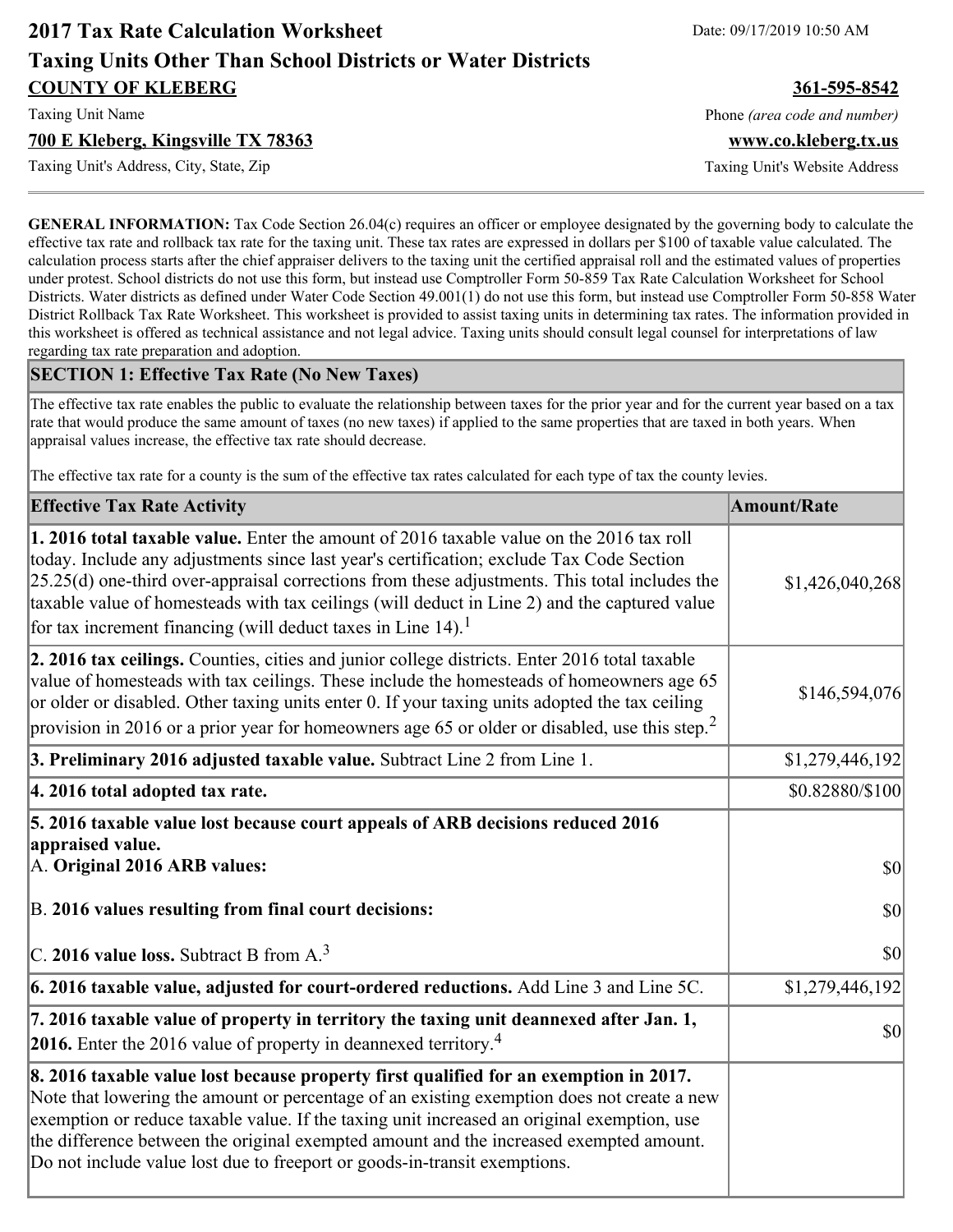# 2017 Tax Rate Calculation Worksheet

Date: 09/17/2019 10:50 AM

## Taxing Units Other Than School Districts or Water Districts

**COUNTY OF KLEBERG**
Taxing Unit Name

**361-595-8542**
Phone *(area code and number)*

**700 E Kleberg, Kingsville TX 78363**
Taxing Unit's Address, City, State, Zip

**www.co.kleberg.tx.us**
Taxing Unit's Website Address

**GENERAL INFORMATION:** Tax Code Section 26.04(c) requires an officer or employee designated by the governing body to calculate the effective tax rate and rollback tax rate for the taxing unit. These tax rates are expressed in dollars per $100 of taxable value calculated. The calculation process starts after the chief appraiser delivers to the taxing unit the certified appraisal roll and the estimated values of properties under protest. School districts do not use this form, but instead use Comptroller Form 50-859 Tax Rate Calculation Worksheet for School Districts. Water districts as defined under Water Code Section 49.001(1) do not use this form, but instead use Comptroller Form 50-858 Water District Rollback Tax Rate Worksheet. This worksheet is provided to assist taxing units in determining tax rates. The information provided in this worksheet is offered as technical assistance and not legal advice. Taxing units should consult legal counsel for interpretations of law regarding tax rate preparation and adoption.

### SECTION 1: Effective Tax Rate (No New Taxes)

The effective tax rate enables the public to evaluate the relationship between taxes for the prior year and for the current year based on a tax rate that would produce the same amount of taxes (no new taxes) if applied to the same properties that are taxed in both years. When appraisal values increase, the effective tax rate should decrease.

The effective tax rate for a county is the sum of the effective tax rates calculated for each type of tax the county levies.

| Effective Tax Rate Activity | Amount/Rate |
|---|---|
| **1. 2016 total taxable value.** Enter the amount of 2016 taxable value on the 2016 tax roll today. Include any adjustments since last year's certification; exclude Tax Code Section 25.25(d) one-third over-appraisal corrections from these adjustments. This total includes the taxable value of homesteads with tax ceilings (will deduct in Line 2) and the captured value for tax increment financing (will deduct taxes in Line 14).[1] | $1,426,040,268 |
| **2. 2016 tax ceilings.** Counties, cities and junior college districts. Enter 2016 total taxable value of homesteads with tax ceilings. These include the homesteads of homeowners age 65 or older or disabled. Other taxing units enter 0. If your taxing units adopted the tax ceiling provision in 2016 or a prior year for homeowners age 65 or older or disabled, use this step.[2] | $146,594,076 |
| **3. Preliminary 2016 adjusted taxable value.** Subtract Line 2 from Line 1. | $1,279,446,192 |
| **4. 2016 total adopted tax rate.** | $0.82880/$100 |
| **5. 2016 taxable value lost because court appeals of ARB decisions reduced 2016 appraised value.** | |
| A. **Original 2016 ARB values:** | $0 |
| B. **2016 values resulting from final court decisions:** | $0 |
| C. **2016 value loss.** Subtract B from A.[3] | $0 |
| **6. 2016 taxable value, adjusted for court-ordered reductions.** Add Line 3 and Line 5C. | $1,279,446,192 |
| **7. 2016 taxable value of property in territory the taxing unit deannexed after Jan. 1, 2016.** Enter the 2016 value of property in deannexed territory.[4] | $0 |
| **8. 2016 taxable value lost because property first qualified for an exemption in 2017.** Note that lowering the amount or percentage of an existing exemption does not create a new exemption or reduce taxable value. If the taxing unit increased an original exemption, use the difference between the original exempted amount and the increased exempted amount. Do not include value lost due to freeport or goods-in-transit exemptions. | |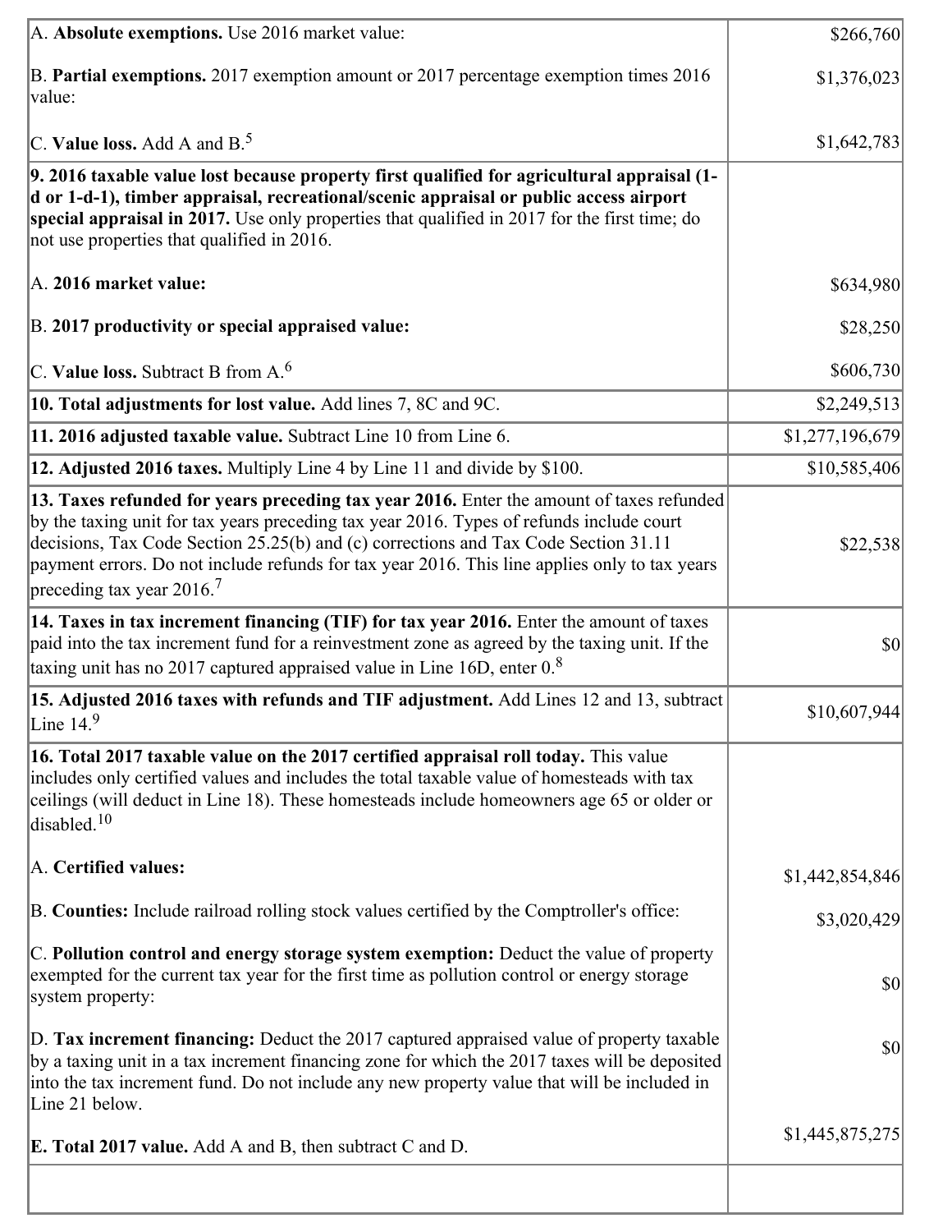| | |
|---|---|
| A. **Absolute exemptions.** Use 2016 market value: | $266,760 |
| B. **Partial exemptions.** 2017 exemption amount or 2017 percentage exemption times 2016 value: | $1,376,023 |
| C. **Value loss.** Add A and B.[5] | $1,642,783 |
| **9. 2016 taxable value lost because property first qualified for agricultural appraisal (1-d or 1-d-1), timber appraisal, recreational/scenic appraisal or public access airport special appraisal in 2017.** Use only properties that qualified in 2017 for the first time; do not use properties that qualified in 2016. | |
| A. **2016 market value:** | $634,980 |
| B. **2017 productivity or special appraised value:** | $28,250 |
| C. **Value loss.** Subtract B from A.[6] | $606,730 |
| **10. Total adjustments for lost value.** Add lines 7, 8C and 9C. | $2,249,513 |
| **11. 2016 adjusted taxable value.** Subtract Line 10 from Line 6. | $1,277,196,679 |
| **12. Adjusted 2016 taxes.** Multiply Line 4 by Line 11 and divide by $100. | $10,585,406 |
| **13. Taxes refunded for years preceding tax year 2016.** Enter the amount of taxes refunded by the taxing unit for tax years preceding tax year 2016. Types of refunds include court decisions, Tax Code Section 25.25(b) and (c) corrections and Tax Code Section 31.11 payment errors. Do not include refunds for tax year 2016. This line applies only to tax years preceding tax year 2016.[7] | $22,538 |
| **14. Taxes in tax increment financing (TIF) for tax year 2016.** Enter the amount of taxes paid into the tax increment fund for a reinvestment zone as agreed by the taxing unit. If the taxing unit has no 2017 captured appraised value in Line 16D, enter 0.[8] | $0 |
| **15. Adjusted 2016 taxes with refunds and TIF adjustment.** Add Lines 12 and 13, subtract Line 14.[9] | $10,607,944 |
| **16. Total 2017 taxable value on the 2017 certified appraisal roll today.** This value includes only certified values and includes the total taxable value of homesteads with tax ceilings (will deduct in Line 18). These homesteads include homeowners age 65 or older or disabled.[10] | |
| A. **Certified values:** | $1,442,854,846 |
| B. **Counties:** Include railroad rolling stock values certified by the Comptroller's office: | $3,020,429 |
| C. **Pollution control and energy storage system exemption:** Deduct the value of property exempted for the current tax year for the first time as pollution control or energy storage system property: | $0 |
| D. **Tax increment financing:** Deduct the 2017 captured appraised value of property taxable by a taxing unit in a tax increment financing zone for which the 2017 taxes will be deposited into the tax increment fund. Do not include any new property value that will be included in Line 21 below. | $0 |
| **E. Total 2017 value.** Add A and B, then subtract C and D. | $1,445,875,275 |
| | |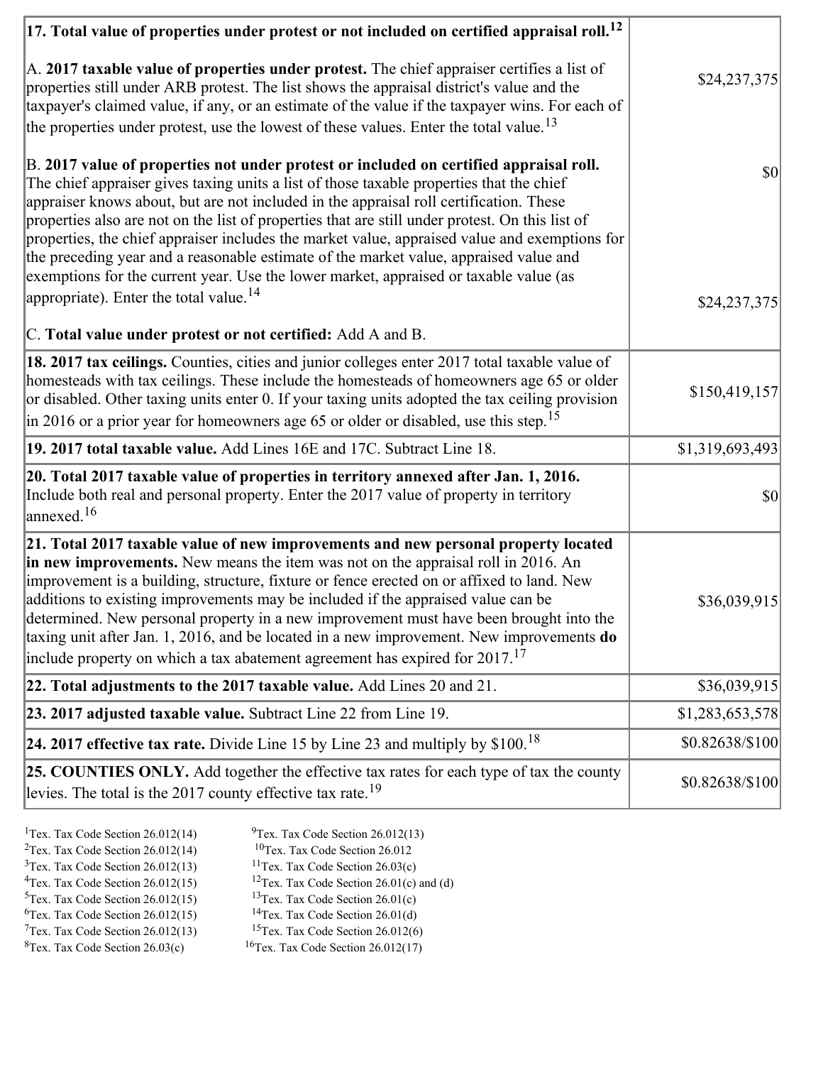| | |
|---|---|
| **17. Total value of properties under protest or not included on certified appraisal roll.**[12] | |
| A. **2017 taxable value of properties under protest.** The chief appraiser certifies a list of properties still under ARB protest. The list shows the appraisal district's value and the taxpayer's claimed value, if any, or an estimate of the value if the taxpayer wins. For each of the properties under protest, use the lowest of these values. Enter the total value.[13] | $24,237,375 |
| B. **2017 value of properties not under protest or included on certified appraisal roll.** The chief appraiser gives taxing units a list of those taxable properties that the chief appraiser knows about, but are not included in the appraisal roll certification. These properties also are not on the list of properties that are still under protest. On this list of properties, the chief appraiser includes the market value, appraised value and exemptions for the preceding year and a reasonable estimate of the market value, appraised value and exemptions for the current year. Use the lower market, appraised or taxable value (as appropriate). Enter the total value.[14] | $0 |
| C. **Total value under protest or not certified:** Add A and B. | $24,237,375 |
| **18. 2017 tax ceilings.** Counties, cities and junior colleges enter 2017 total taxable value of homesteads with tax ceilings. These include the homesteads of homeowners age 65 or older or disabled. Other taxing units enter 0. If your taxing units adopted the tax ceiling provision in 2016 or a prior year for homeowners age 65 or older or disabled, use this step.[15] | $150,419,157 |
| **19. 2017 total taxable value.** Add Lines 16E and 17C. Subtract Line 18. | $1,319,693,493 |
| **20. Total 2017 taxable value of properties in territory annexed after Jan. 1, 2016.** Include both real and personal property. Enter the 2017 value of property in territory annexed.[16] | $0 |
| **21. Total 2017 taxable value of new improvements and new personal property located in new improvements.** New means the item was not on the appraisal roll in 2016. An improvement is a building, structure, fixture or fence erected on or affixed to land. New additions to existing improvements may be included if the appraised value can be determined. New personal property in a new improvement must have been brought into the taxing unit after Jan. 1, 2016, and be located in a new improvement. New improvements **do** include property on which a tax abatement agreement has expired for 2017.[17] | $36,039,915 |
| **22. Total adjustments to the 2017 taxable value.** Add Lines 20 and 21. | $36,039,915 |
| **23. 2017 adjusted taxable value.** Subtract Line 22 from Line 19. | $1,283,653,578 |
| **24. 2017 effective tax rate.** Divide Line 15 by Line 23 and multiply by $100.[18] | $0.82638/$100 |
| **25. COUNTIES ONLY.** Add together the effective tax rates for each type of tax the county levies. The total is the 2017 county effective tax rate.[19] | $0.82638/$100 |

[1]Tex. Tax Code Section 26.012(14)
[2]Tex. Tax Code Section 26.012(14)
[3]Tex. Tax Code Section 26.012(13)
[4]Tex. Tax Code Section 26.012(15)
[5]Tex. Tax Code Section 26.012(15)
[6]Tex. Tax Code Section 26.012(15)
[7]Tex. Tax Code Section 26.012(13)
[8]Tex. Tax Code Section 26.03(c)
[9]Tex. Tax Code Section 26.012(13)
[10]Tex. Tax Code Section 26.012
[11]Tex. Tax Code Section 26.03(c)
[12]Tex. Tax Code Section 26.01(c) and (d)
[13]Tex. Tax Code Section 26.01(c)
[14]Tex. Tax Code Section 26.01(d)
[15]Tex. Tax Code Section 26.012(6)
[16]Tex. Tax Code Section 26.012(17)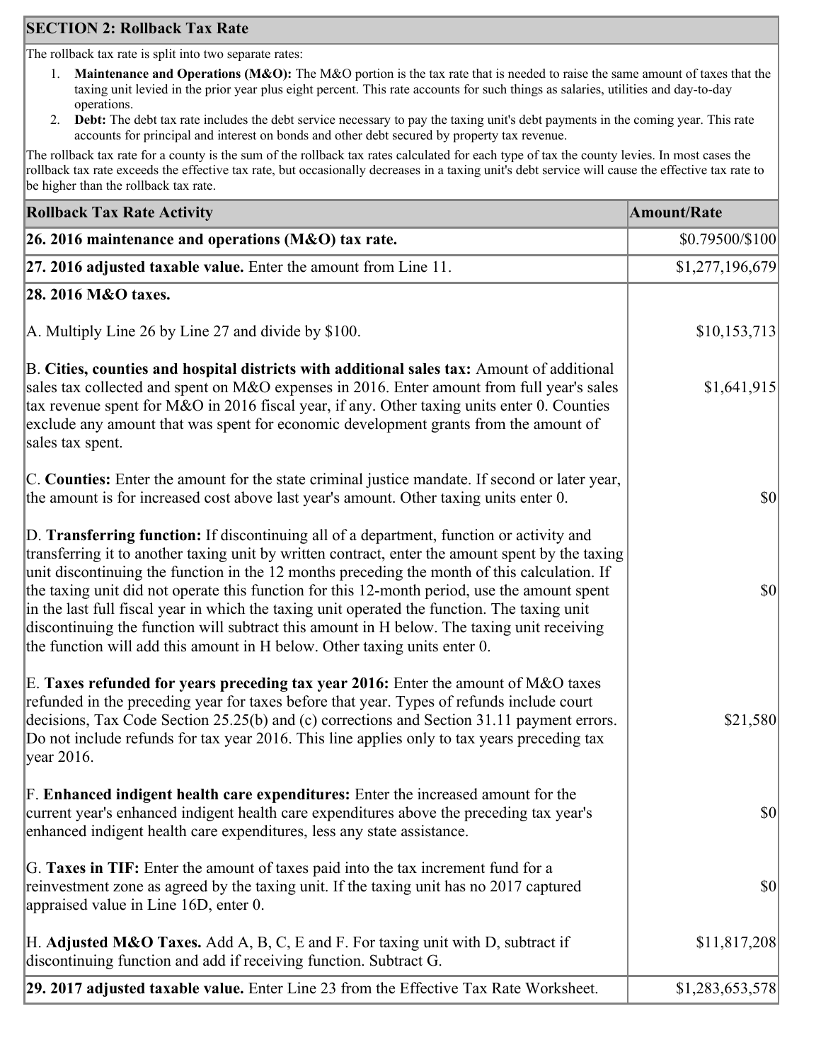## SECTION 2: Rollback Tax Rate

The rollback tax rate is split into two separate rates:

1. **Maintenance and Operations (M&O):** The M&O portion is the tax rate that is needed to raise the same amount of taxes that the taxing unit levied in the prior year plus eight percent. This rate accounts for such things as salaries, utilities and day-to-day operations.
2. **Debt:** The debt tax rate includes the debt service necessary to pay the taxing unit's debt payments in the coming year. This rate accounts for principal and interest on bonds and other debt secured by property tax revenue.

The rollback tax rate for a county is the sum of the rollback tax rates calculated for each type of tax the county levies. In most cases the rollback tax rate exceeds the effective tax rate, but occasionally decreases in a taxing unit's debt service will cause the effective tax rate to be higher than the rollback tax rate.

| Rollback Tax Rate Activity | Amount/Rate |
|---|---|
| **26. 2016 maintenance and operations (M&O) tax rate.** | $0.79500/$100 |
| **27. 2016 adjusted taxable value.** Enter the amount from Line 11. | $1,277,196,679 |
| **28. 2016 M&O taxes.** | |
| A. Multiply Line 26 by Line 27 and divide by $100. | $10,153,713 |
| B. **Cities, counties and hospital districts with additional sales tax:** Amount of additional sales tax collected and spent on M&O expenses in 2016. Enter amount from full year's sales tax revenue spent for M&O in 2016 fiscal year, if any. Other taxing units enter 0. Counties exclude any amount that was spent for economic development grants from the amount of sales tax spent. | $1,641,915 |
| C. **Counties:** Enter the amount for the state criminal justice mandate. If second or later year, the amount is for increased cost above last year's amount. Other taxing units enter 0. | $0 |
| D. **Transferring function:** If discontinuing all of a department, function or activity and transferring it to another taxing unit by written contract, enter the amount spent by the taxing unit discontinuing the function in the 12 months preceding the month of this calculation. If the taxing unit did not operate this function for this 12-month period, use the amount spent in the last full fiscal year in which the taxing unit operated the function. The taxing unit discontinuing the function will subtract this amount in H below. The taxing unit receiving the function will add this amount in H below. Other taxing units enter 0. | $0 |
| E. **Taxes refunded for years preceding tax year 2016:** Enter the amount of M&O taxes refunded in the preceding year for taxes before that year. Types of refunds include court decisions, Tax Code Section 25.25(b) and (c) corrections and Section 31.11 payment errors. Do not include refunds for tax year 2016. This line applies only to tax years preceding tax year 2016. | $21,580 |
| F. **Enhanced indigent health care expenditures:** Enter the increased amount for the current year's enhanced indigent health care expenditures above the preceding tax year's enhanced indigent health care expenditures, less any state assistance. | $0 |
| G. **Taxes in TIF:** Enter the amount of taxes paid into the tax increment fund for a reinvestment zone as agreed by the taxing unit. If the taxing unit has no 2017 captured appraised value in Line 16D, enter 0. | $0 |
| H. **Adjusted M&O Taxes.** Add A, B, C, E and F. For taxing unit with D, subtract if discontinuing function and add if receiving function. Subtract G. | $11,817,208 |
| **29. 2017 adjusted taxable value.** Enter Line 23 from the Effective Tax Rate Worksheet. | $1,283,653,578 |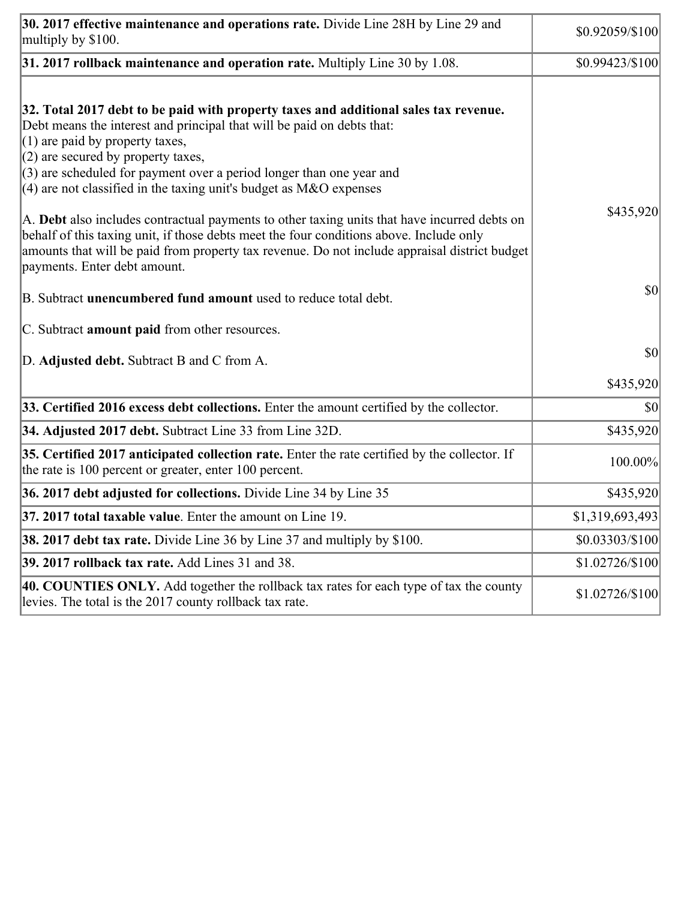| | |
|---|---|
| **30. 2017 effective maintenance and operations rate.** Divide Line 28H by Line 29 and multiply by $100. | $0.92059/$100 |
| **31. 2017 rollback maintenance and operation rate.** Multiply Line 30 by 1.08. | $0.99423/$100 |
| **32. Total 2017 debt to be paid with property taxes and additional sales tax revenue.** Debt means the interest and principal that will be paid on debts that:<br>(1) are paid by property taxes,<br>(2) are secured by property taxes,<br>(3) are scheduled for payment over a period longer than one year and<br>(4) are not classified in the taxing unit's budget as M&O expenses<br><br>A. **Debt** also includes contractual payments to other taxing units that have incurred debts on behalf of this taxing unit, if those debts meet the four conditions above. Include only amounts that will be paid from property tax revenue. Do not include appraisal district budget payments. Enter debt amount.<br><br>B. Subtract **unencumbered fund amount** used to reduce total debt.<br><br>C. Subtract **amount paid** from other resources.<br><br>D. **Adjusted debt.** Subtract B and C from A. | $435,920<br><br>$0<br><br>$0<br><br>$435,920 |
| **33. Certified 2016 excess debt collections.** Enter the amount certified by the collector. | $0 |
| **34. Adjusted 2017 debt.** Subtract Line 33 from Line 32D. | $435,920 |
| **35. Certified 2017 anticipated collection rate.** Enter the rate certified by the collector. If the rate is 100 percent or greater, enter 100 percent. | 100.00% |
| **36. 2017 debt adjusted for collections.** Divide Line 34 by Line 35 | $435,920 |
| **37. 2017 total taxable value**. Enter the amount on Line 19. | $1,319,693,493 |
| **38. 2017 debt tax rate.** Divide Line 36 by Line 37 and multiply by $100. | $0.03303/$100 |
| **39. 2017 rollback tax rate.** Add Lines 31 and 38. | $1.02726/$100 |
| **40. COUNTIES ONLY.** Add together the rollback tax rates for each type of tax the county levies. The total is the 2017 county rollback tax rate. | $1.02726/$100 |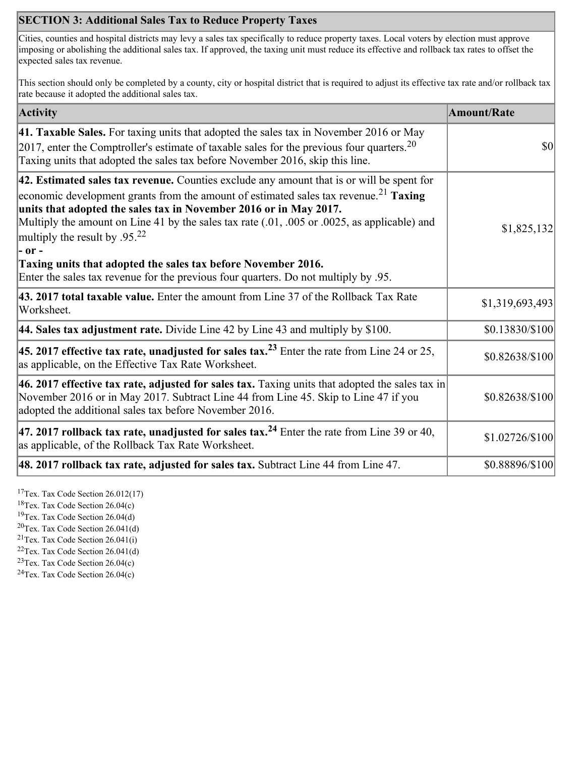## SECTION 3: Additional Sales Tax to Reduce Property Taxes

Cities, counties and hospital districts may levy a sales tax specifically to reduce property taxes. Local voters by election must approve imposing or abolishing the additional sales tax. If approved, the taxing unit must reduce its effective and rollback tax rates to offset the expected sales tax revenue.

This section should only be completed by a county, city or hospital district that is required to adjust its effective tax rate and/or rollback tax rate because it adopted the additional sales tax.

| Activity | Amount/Rate |
|---|---|
| **41. Taxable Sales.** For taxing units that adopted the sales tax in November 2016 or May 2017, enter the Comptroller's estimate of taxable sales for the previous four quarters.[20] Taxing units that adopted the sales tax before November 2016, skip this line. | $0 |
| **42. Estimated sales tax revenue.** Counties exclude any amount that is or will be spent for economic development grants from the amount of estimated sales tax revenue.[21] **Taxing units that adopted the sales tax in November 2016 or in May 2017.** Multiply the amount on Line 41 by the sales tax rate (.01, .005 or .0025, as applicable) and multiply the result by .95.[22] **- or -** **Taxing units that adopted the sales tax before November 2016.** Enter the sales tax revenue for the previous four quarters. Do not multiply by .95. | $1,825,132 |
| **43. 2017 total taxable value.** Enter the amount from Line 37 of the Rollback Tax Rate Worksheet. | $1,319,693,493 |
| **44. Sales tax adjustment rate.** Divide Line 42 by Line 43 and multiply by $100. | $0.13830/$100 |
| **45. 2017 effective tax rate, unadjusted for sales tax.**[23] Enter the rate from Line 24 or 25, as applicable, on the Effective Tax Rate Worksheet. | $0.82638/$100 |
| **46. 2017 effective tax rate, adjusted for sales tax.** Taxing units that adopted the sales tax in November 2016 or in May 2017. Subtract Line 44 from Line 45. Skip to Line 47 if you adopted the additional sales tax before November 2016. | $0.82638/$100 |
| **47. 2017 rollback tax rate, unadjusted for sales tax.**[24] Enter the rate from Line 39 or 40, as applicable, of the Rollback Tax Rate Worksheet. | $1.02726/$100 |
| **48. 2017 rollback tax rate, adjusted for sales tax.** Subtract Line 44 from Line 47. | $0.88896/$100 |

[17] Tex. Tax Code Section 26.012(17)
[18] Tex. Tax Code Section 26.04(c)
[19] Tex. Tax Code Section 26.04(d)
[20] Tex. Tax Code Section 26.041(d)
[21] Tex. Tax Code Section 26.041(i)
[22] Tex. Tax Code Section 26.041(d)
[23] Tex. Tax Code Section 26.04(c)
[24] Tex. Tax Code Section 26.04(c)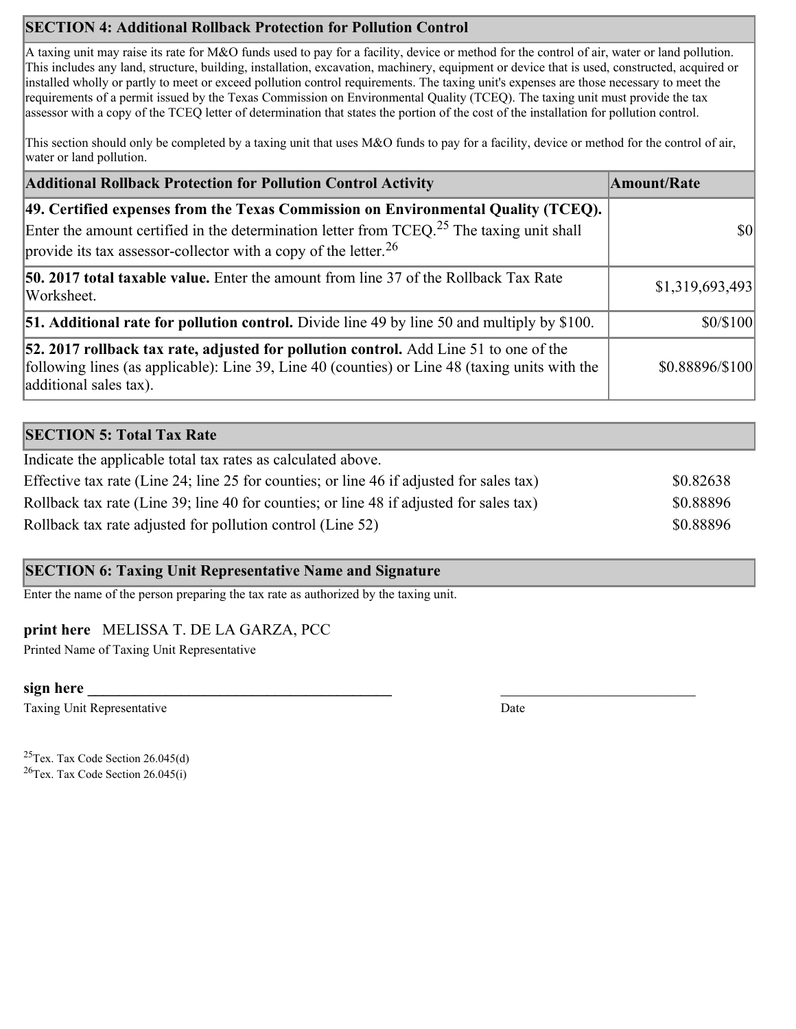## SECTION 4: Additional Rollback Protection for Pollution Control

A taxing unit may raise its rate for M&O funds used to pay for a facility, device or method for the control of air, water or land pollution. This includes any land, structure, building, installation, excavation, machinery, equipment or device that is used, constructed, acquired or installed wholly or partly to meet or exceed pollution control requirements. The taxing unit's expenses are those necessary to meet the requirements of a permit issued by the Texas Commission on Environmental Quality (TCEQ). The taxing unit must provide the tax assessor with a copy of the TCEQ letter of determination that states the portion of the cost of the installation for pollution control.

This section should only be completed by a taxing unit that uses M&O funds to pay for a facility, device or method for the control of air, water or land pollution.

| Additional Rollback Protection for Pollution Control Activity | Amount/Rate |
|---|---|
| **49. Certified expenses from the Texas Commission on Environmental Quality (TCEQ).** Enter the amount certified in the determination letter from TCEQ.[25] The taxing unit shall provide its tax assessor-collector with a copy of the letter.[26] | $0 |
| **50. 2017 total taxable value.** Enter the amount from line 37 of the Rollback Tax Rate Worksheet. | $1,319,693,493 |
| **51. Additional rate for pollution control.** Divide line 49 by line 50 and multiply by $100. | $0/$100 |
| **52. 2017 rollback tax rate, adjusted for pollution control.** Add Line 51 to one of the following lines (as applicable): Line 39, Line 40 (counties) or Line 48 (taxing units with the additional sales tax). | $0.88896/$100 |

## SECTION 5: Total Tax Rate

Indicate the applicable total tax rates as calculated above.

| | |
|---|---|
| Effective tax rate (Line 24; line 25 for counties; or line 46 if adjusted for sales tax) | $0.82638 |
| Rollback tax rate (Line 39; line 40 for counties; or line 48 if adjusted for sales tax) | $0.88896 |
| Rollback tax rate adjusted for pollution control (Line 52) | $0.88896 |

## SECTION 6: Taxing Unit Representative Name and Signature

Enter the name of the person preparing the tax rate as authorized by the taxing unit.

**print here** MELISSA T. DE LA GARZA, PCC

Printed Name of Taxing Unit Representative

**sign here** ________________________________________ ____________________________

Taxing Unit Representative Date

[25] Tex. Tax Code Section 26.045(d)

[26] Tex. Tax Code Section 26.045(i)